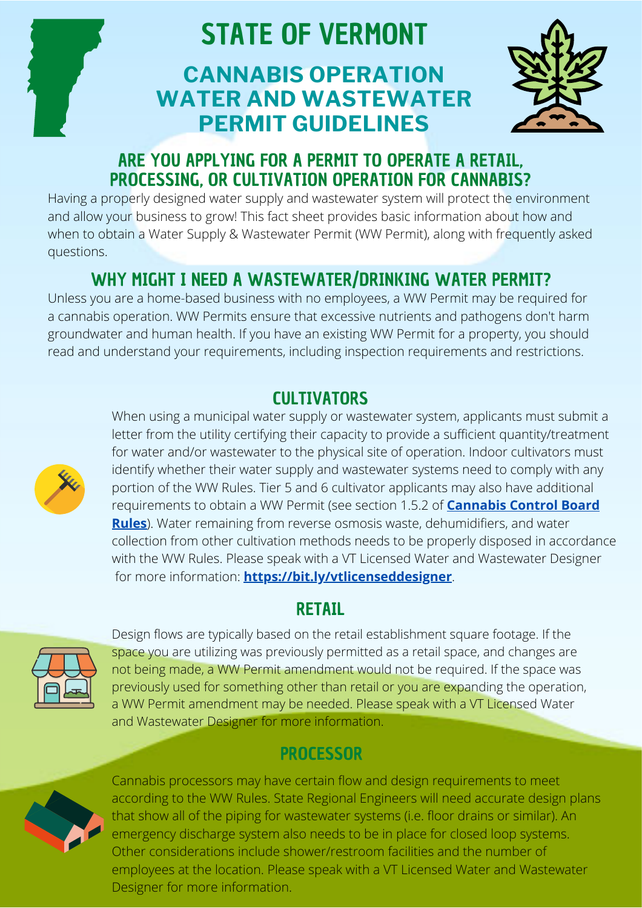# STATE OF VERMONT

## CANNABIS OPERATION WATER AND WASTEWATER PERMIT GUIDELINES

## ARE YOU APPLYING FOR A PERMIT TO OPERATE A RETAIL, PROCESSING, OR CULTIVATION OPERATION FOR CANNABIS?

Having a properly designed water supply and wastewater system will protect the environment and allow your business to grow! This fact sheet provides basic information about how and when to obtain a Water Supply & Wastewater Permit (WW Permit), along with frequently asked questions.

## WHY MIGHT I NEED A WASTEWATER/DRINKING WATER PERMIT?

Unless you are a home-based business with no employees, a WW Permit may be required for a cannabis operation. WW Permits ensure that excessive nutrients and pathogens don't harm groundwater and human health. If you have an existing WW Permit for a property, you should read and understand your requirements, including inspection requirements and restrictions.

### CULTIVATORS

When using a municipal water supply or wastewater system, applicants must submit a letter from the utility certifying their capacity to provide a sufficient quantity/treatment for water and/or wastewater to the physical site of operation. Indoor cultivators must identify whether their water supply and wastewater systems need to comply with any portion of the WW Rules. Tier 5 and 6 cultivator applicants may also have additional requirements to obtain a WW Permit (see section 1.5.2 of **Cannabis Control Board Rules**). Water remaining from reverse osmosis waste, dehumidifiers, and water collection from other cultivation methods needs to be properly disposed in accordance with the WW Rules. Please speak with a VT Licensed Water and Wastewater Designer for more information: **https://bit.ly/vtlicenseddesigner**.

### RETAIL

Design flows are typically based on the retail establishment square footage. If the space you are utilizing was previously permitted as a retail space, and changes are not being made, a WW Permit amendment would not be required. If the space was previously used for something other than retail or you are expanding the operation, a WW Permit amendment may be needed. Please speak with a VT Licensed Water and Wastewater Designer for more information.

### PROCESSOR

Cannabis processors may have certain flow and design requirements to meet according to the WW Rules. State Regional Engineers will need accurate design plans that show all of the piping for wastewater systems (i.e. floor drains or similar). An emergency discharge system also needs to be in place for closed loop systems. Other considerations include shower/restroom facilities and the number of employees at the location. Please speak with a VT Licensed Water and Wastewater Designer for more information.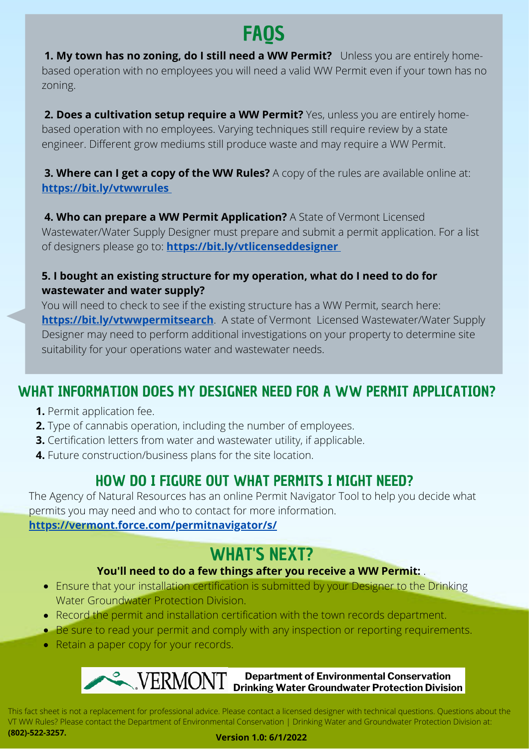# FAQS

**1. My town has no zoning, do I still need a WW Permit?** Unless you are entirely home-based operation with no employees you will need a valid WW Permit even if your town has no zoning.

**2. Does a cultivation setup require a WW Permit?** Yes, unless you are entirely home-based operation with no employees. Varying techniques still require review by a state engineer. Different grow mediums still produce waste and may require a WW Permit.

**3. Where can I get a copy of the WW Rules?** A copy of the rules are available online at: **https://bit.ly/vtwwrules**

**4. Who can prepare a WW Permit Application?** A State of Vermont Licensed Wastewater/Water Supply Designer must prepare and submit a permit application. For a list of designers please go to: **https://bit.ly/vtlicenseddesigner**

**5. I bought an existing structure for my operation, what do I need to do for wastewater and water supply?**
You will need to check to see if the existing structure has a WW Permit, search here: **https://bit.ly/vtwwpermitsearch**. A state of Vermont Licensed Wastewater/Water Supply Designer may need to perform additional investigations on your property to determine site suitability for your operations water and wastewater needs.

## WHAT INFORMATION DOES MY DESIGNER NEED FOR A WW PERMIT APPLICATION?

1. Permit application fee.
2. Type of cannabis operation, including the number of employees.
3. Certification letters from water and wastewater utility, if applicable.
4. Future construction/business plans for the site location.

## HOW DO I FIGURE OUT WHAT PERMITS I MIGHT NEED?

The Agency of Natural Resources has an online Permit Navigator Tool to help you decide what permits you may need and who to contact for more information.
**https://vermont.force.com/permitnavigator/s/**

## WHAT'S NEXT?

**You'll need to do a few things after you receive a WW Permit:** .

- Ensure that your installation certification is submitted by your Designer to the Drinking Water Groundwater Protection Division.
- Record the permit and installation certification with the town records department.
- Be sure to read your permit and comply with any inspection or reporting requirements.
- Retain a paper copy for your records.

VERMONT **Department of Environmental Conservation Drinking Water Groundwater Protection Division**

This fact sheet is not a replacement for professional advice. Please contact a licensed designer with technical questions. Questions about the VT WW Rules? Please contact the Department of Environmental Conservation | Drinking Water and Groundwater Protection Division at: **(802)-522-3257.**

**Version 1.0: 6/1/2022**